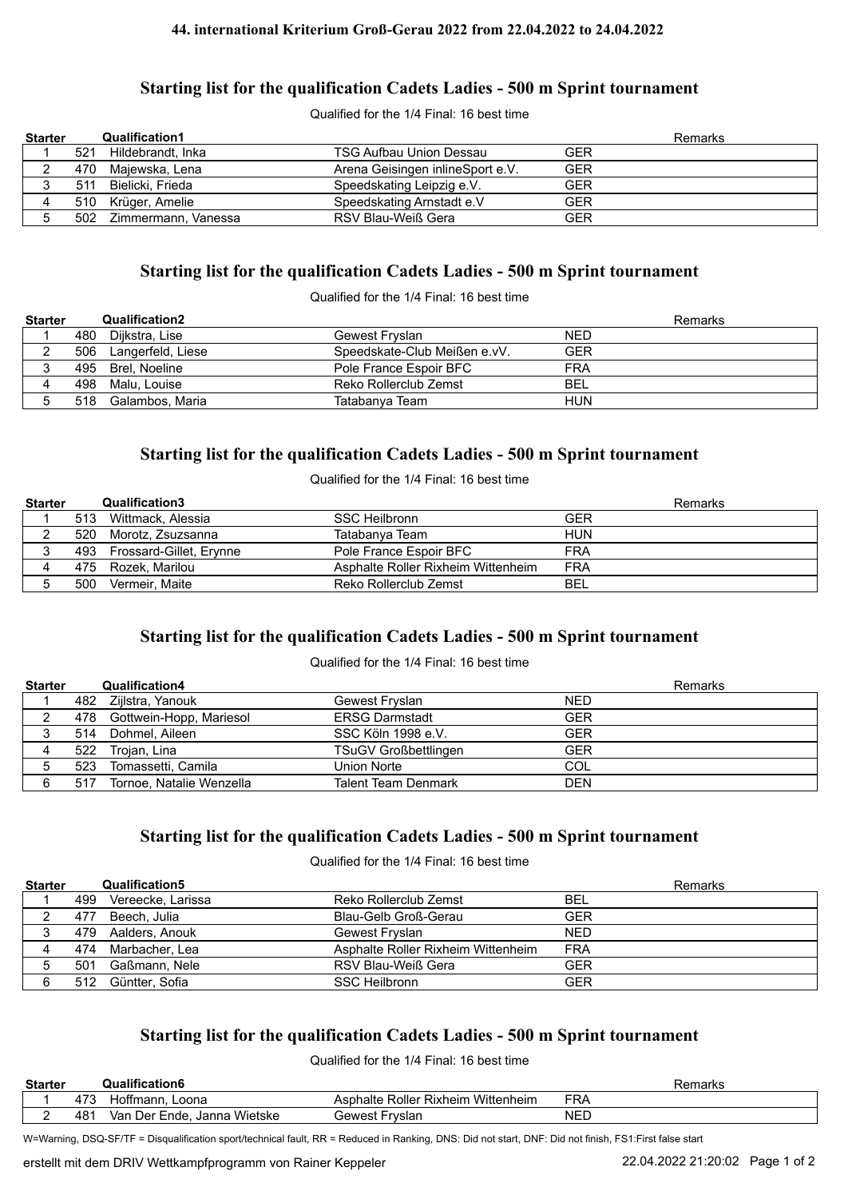**44. international Kriterium Groß-Gerau 2022 from 22.04.2022 to 24.04.2022**

## Starting list for the qualification Cadets Ladies - 500 m Sprint tournament

Qualified for the 1/4 Final: 16 best time

| Starter | Qualification1 | | | | Remarks |
|---|---|---|---|---|---|
| 1 | 521 | Hildebrandt, Inka | TSG Aufbau Union Dessau | GER | |
| 2 | 470 | Majewska, Lena | Arena Geisingen inlineSport e.V. | GER | |
| 3 | 511 | Bielicki, Frieda | Speedskating Leipzig e.V. | GER | |
| 4 | 510 | Krüger, Amelie | Speedskating Arnstadt e.V | GER | |
| 5 | 502 | Zimmermann, Vanessa | RSV Blau-Weiß Gera | GER | |

## Starting list for the qualification Cadets Ladies - 500 m Sprint tournament

Qualified for the 1/4 Final: 16 best time

| Starter | Qualification2 | | | | Remarks |
|---|---|---|---|---|---|
| 1 | 480 | Dijkstra, Lise | Gewest Fryslan | NED | |
| 2 | 506 | Langerfeld, Liese | Speedskate-Club Meißen e.vV. | GER | |
| 3 | 495 | Brel, Noeline | Pole France Espoir BFC | FRA | |
| 4 | 498 | Malu, Louise | Reko Rollerclub Zemst | BEL | |
| 5 | 518 | Galambos, Maria | Tatabanya Team | HUN | |

## Starting list for the qualification Cadets Ladies - 500 m Sprint tournament

Qualified for the 1/4 Final: 16 best time

| Starter | Qualification3 | | | | Remarks |
|---|---|---|---|---|---|
| 1 | 513 | Wittmack, Alessia | SSC Heilbronn | GER | |
| 2 | 520 | Morotz, Zsuzsanna | Tatabanya Team | HUN | |
| 3 | 493 | Frossard-Gillet, Erynne | Pole France Espoir BFC | FRA | |
| 4 | 475 | Rozek, Marilou | Asphalte Roller Rixheim Wittenheim | FRA | |
| 5 | 500 | Vermeir, Maite | Reko Rollerclub Zemst | BEL | |

## Starting list for the qualification Cadets Ladies - 500 m Sprint tournament

Qualified for the 1/4 Final: 16 best time

| Starter | Qualification4 | | | | Remarks |
|---|---|---|---|---|---|
| 1 | 482 | Zijlstra, Yanouk | Gewest Fryslan | NED | |
| 2 | 478 | Gottwein-Hopp, Mariesol | ERSG Darmstadt | GER | |
| 3 | 514 | Dohmel, Aileen | SSC Köln 1998 e.V. | GER | |
| 4 | 522 | Trojan, Lina | TSuGV Großbettlingen | GER | |
| 5 | 523 | Tomassetti, Camila | Union Norte | COL | |
| 6 | 517 | Tornoe, Natalie Wenzella | Talent Team Denmark | DEN | |

## Starting list for the qualification Cadets Ladies - 500 m Sprint tournament

Qualified for the 1/4 Final: 16 best time

| Starter | Qualification5 | | | | Remarks |
|---|---|---|---|---|---|
| 1 | 499 | Vereecke, Larissa | Reko Rollerclub Zemst | BEL | |
| 2 | 477 | Beech, Julia | Blau-Gelb Groß-Gerau | GER | |
| 3 | 479 | Aalders, Anouk | Gewest Fryslan | NED | |
| 4 | 474 | Marbacher, Lea | Asphalte Roller Rixheim Wittenheim | FRA | |
| 5 | 501 | Gaßmann, Nele | RSV Blau-Weiß Gera | GER | |
| 6 | 512 | Güntter, Sofia | SSC Heilbronn | GER | |

## Starting list for the qualification Cadets Ladies - 500 m Sprint tournament

Qualified for the 1/4 Final: 16 best time

| Starter | Qualification6 | | | | Remarks |
|---|---|---|---|---|---|
| 1 | 473 | Hoffmann, Loona | Asphalte Roller Rixheim Wittenheim | FRA | |
| 2 | 481 | Van Der Ende, Janna Wietske | Gewest Fryslan | NED | |

W=Warning, DSQ-SF/TF = Disqualification sport/technical fault, RR = Reduced in Ranking, DNS: Did not start, DNF: Did not finish, FS1:First false start

erstellt mit dem DRIV Wettkampfprogramm von Rainer Keppeler 22.04.2022 21:20:02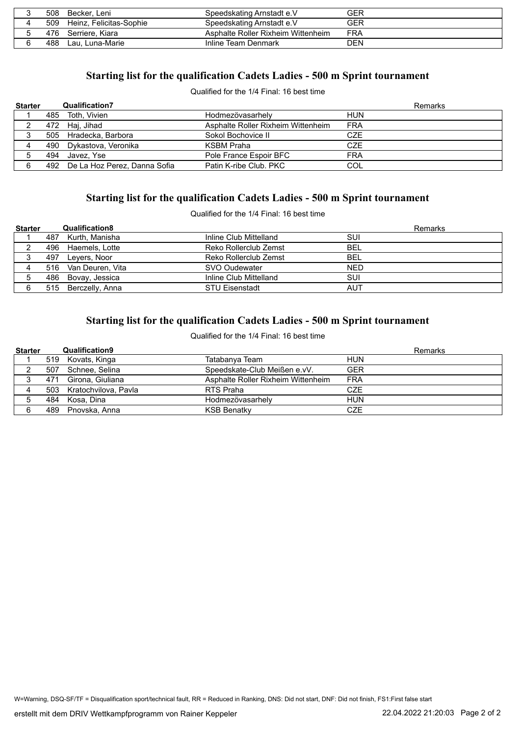| | | | | |
|---|---|---|---|---|
| 3 | 508 | Becker, Leni | Speedskating Arnstadt e.V | GER |
| 4 | 509 | Heinz, Felicitas-Sophie | Speedskating Arnstadt e.V | GER |
| 5 | 476 | Serriere, Kiara | Asphalte Roller Rixheim Wittenheim | FRA |
| 6 | 488 | Lau, Luna-Marie | Inline Team Denmark | DEN |

## Starting list for the qualification Cadets Ladies - 500 m Sprint tournament

Qualified for the 1/4 Final: 16 best time

| Starter | | Qualification7 | | | Remarks |
|---|---|---|---|---|---|
| 1 | 485 | Toth, Vivien | Hodmezövasarhely | HUN | |
| 2 | 472 | Haj, Jihad | Asphalte Roller Rixheim Wittenheim | FRA | |
| 3 | 505 | Hradecka, Barbora | Sokol Bochovice II | CZE | |
| 4 | 490 | Dykastova, Veronika | KSBM Praha | CZE | |
| 5 | 494 | Javez, Yse | Pole France Espoir BFC | FRA | |
| 6 | 492 | De La Hoz Perez, Danna Sofia | Patin K-ribe Club. PKC | COL | |

## Starting list for the qualification Cadets Ladies - 500 m Sprint tournament

Qualified for the 1/4 Final: 16 best time

| Starter | | Qualification8 | | | Remarks |
|---|---|---|---|---|---|
| 1 | 487 | Kurth, Manisha | Inline Club Mittelland | SUI | |
| 2 | 496 | Haemels, Lotte | Reko Rollerclub Zemst | BEL | |
| 3 | 497 | Leyers, Noor | Reko Rollerclub Zemst | BEL | |
| 4 | 516 | Van Deuren, Vita | SVO Oudewater | NED | |
| 5 | 486 | Bovay, Jessica | Inline Club Mittelland | SUI | |
| 6 | 515 | Berczelly, Anna | STU Eisenstadt | AUT | |

## Starting list for the qualification Cadets Ladies - 500 m Sprint tournament

Qualified for the 1/4 Final: 16 best time

| Starter | | Qualification9 | | | Remarks |
|---|---|---|---|---|---|
| 1 | 519 | Kovats, Kinga | Tatabanya Team | HUN | |
| 2 | 507 | Schnee, Selina | Speedskate-Club Meißen e.vV. | GER | |
| 3 | 471 | Girona, Giuliana | Asphalte Roller Rixheim Wittenheim | FRA | |
| 4 | 503 | Kratochvilova, Pavla | RTS Praha | CZE | |
| 5 | 484 | Kosa, Dina | Hodmezövasarhely | HUN | |
| 6 | 489 | Pnovska, Anna | KSB Benatky | CZE | |

W=Warning, DSQ-SF/TF = Disqualification sport/technical fault, RR = Reduced in Ranking, DNS: Did not start, DNF: Did not finish, FS1:First false start

erstellt mit dem DRIV Wettkampfprogramm von Rainer Keppeler 22.04.2022 21:20:03